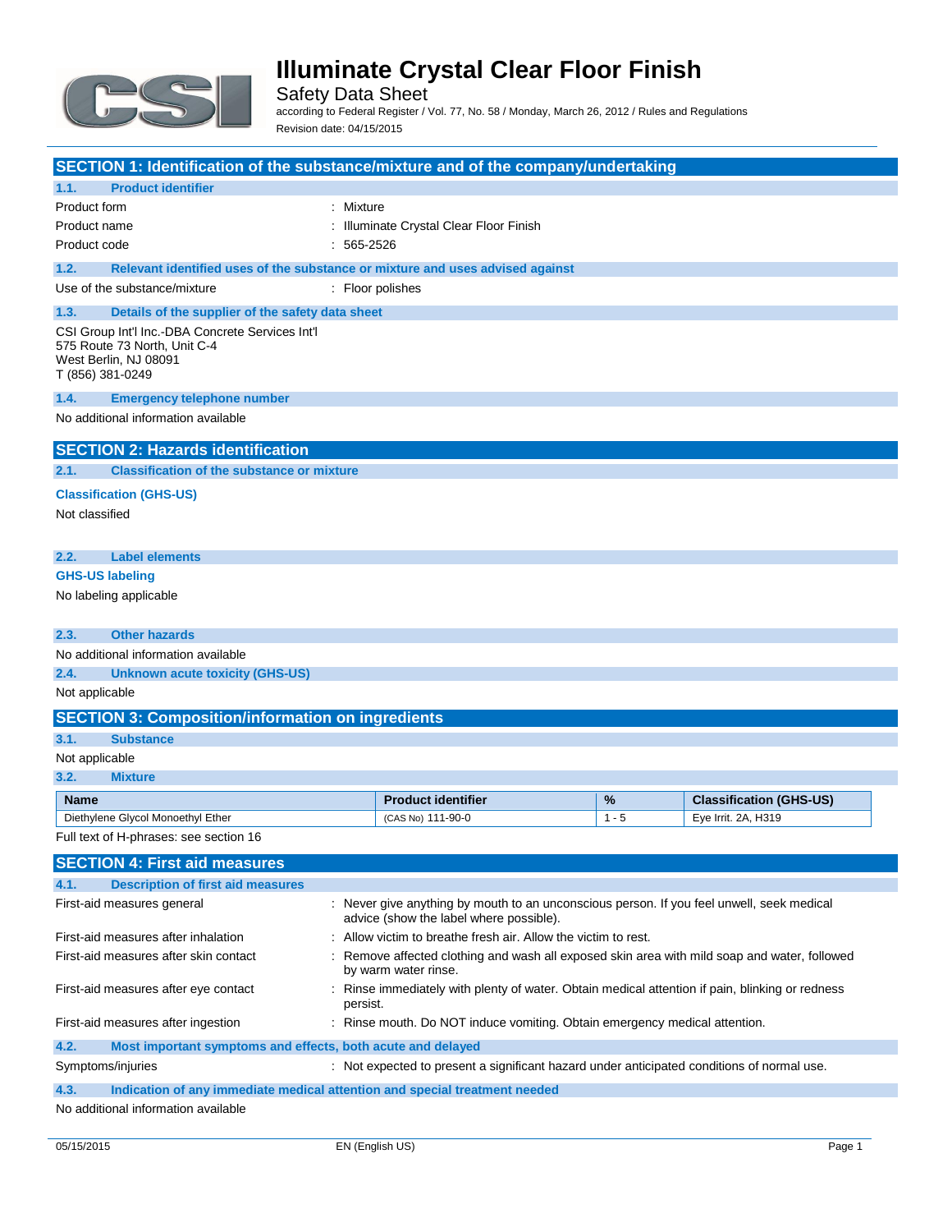# Illuminate Crystal Clear Floor Finish

Safety Data Sheet

according to Federal Register / Vol. 77, No. 58 / Monday, March 26, 2012 / Rules and Regulations

Revision date: 04/15/2015

## SECTION 1: Identification of the substance/mixture and of the company/undertaking

### 1.1. Product identifier

Product form : Mixture

Product name : Illuminate Crystal Clear Floor Finish

Product code : 565-2526

### 1.2. Relevant identified uses of the substance or mixture and uses advised against

Use of the substance/mixture : Floor polishes

### 1.3. Details of the supplier of the safety data sheet

CSI Group Int'l Inc.-DBA Concrete Services Int'l
575 Route 73 North, Unit C-4
West Berlin, NJ 08091
T (856) 381-0249

### 1.4. Emergency telephone number

No additional information available

## SECTION 2: Hazards identification

### 2.1. Classification of the substance or mixture

**Classification (GHS-US)**

Not classified

### 2.2. Label elements

**GHS-US labeling**

No labeling applicable

### 2.3. Other hazards

No additional information available

### 2.4. Unknown acute toxicity (GHS-US)

Not applicable

## SECTION 3: Composition/information on ingredients

### 3.1. Substance

Not applicable

### 3.2. Mixture

| Name | Product identifier | % | Classification (GHS-US) |
|---|---|---|---|
| Diethylene Glycol Monoethyl Ether | (CAS No) 111-90-0 | 1 - 5 | Eye Irrit. 2A, H319 |

Full text of H-phrases: see section 16

## SECTION 4: First aid measures

### 4.1. Description of first aid measures

First-aid measures general : Never give anything by mouth to an unconscious person. If you feel unwell, seek medical advice (show the label where possible).

First-aid measures after inhalation : Allow victim to breathe fresh air. Allow the victim to rest.

First-aid measures after skin contact : Remove affected clothing and wash all exposed skin area with mild soap and water, followed by warm water rinse.

First-aid measures after eye contact : Rinse immediately with plenty of water. Obtain medical attention if pain, blinking or redness persist.

First-aid measures after ingestion : Rinse mouth. Do NOT induce vomiting. Obtain emergency medical attention.

### 4.2. Most important symptoms and effects, both acute and delayed

Symptoms/injuries : Not expected to present a significant hazard under anticipated conditions of normal use.

### 4.3. Indication of any immediate medical attention and special treatment needed

No additional information available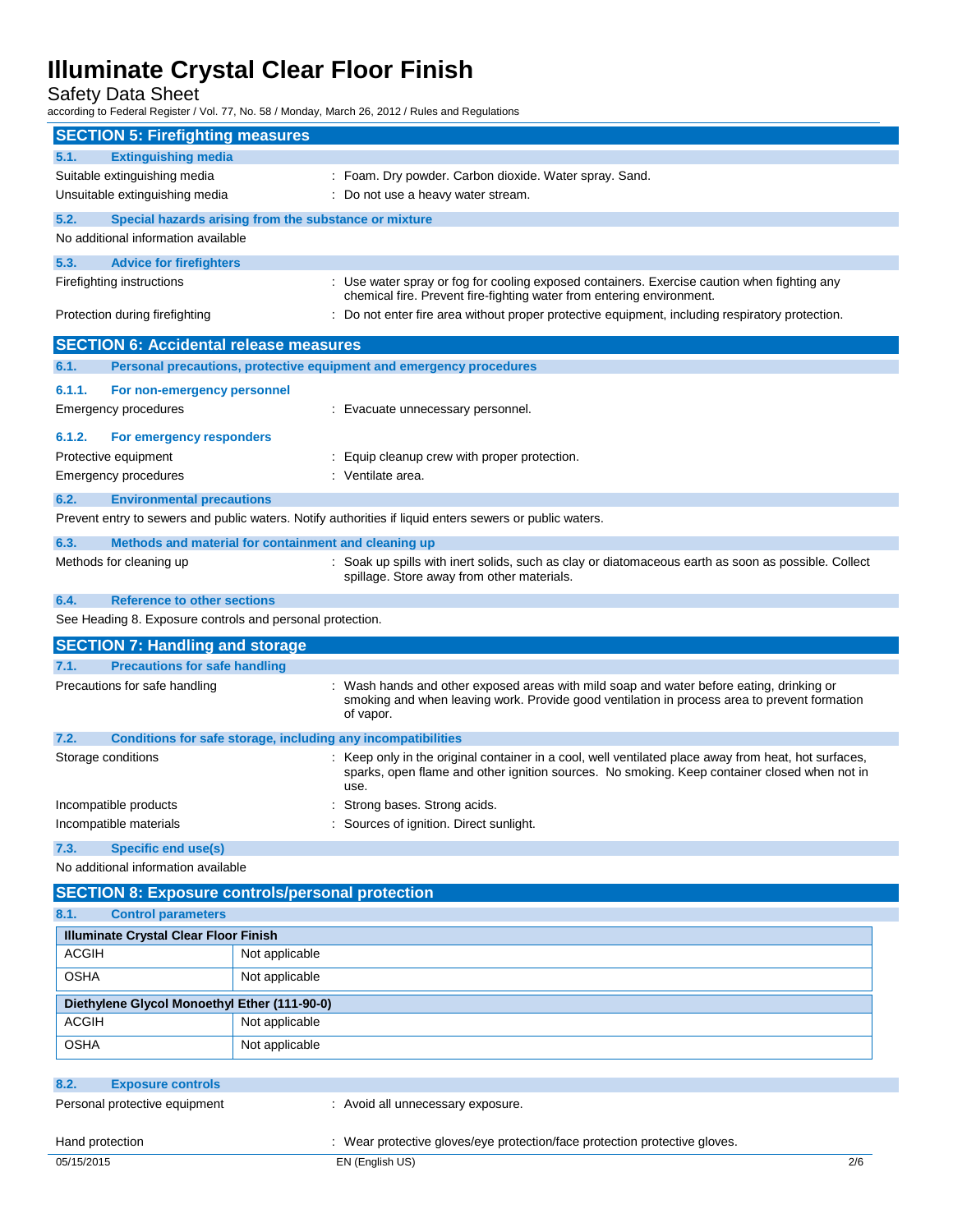## SECTION 5: Firefighting measures

### 5.1. Extinguishing media

Suitable extinguishing media : Foam. Dry powder. Carbon dioxide. Water spray. Sand.

Unsuitable extinguishing media : Do not use a heavy water stream.

### 5.2. Special hazards arising from the substance or mixture

No additional information available

### 5.3. Advice for firefighters

Firefighting instructions : Use water spray or fog for cooling exposed containers. Exercise caution when fighting any chemical fire. Prevent fire-fighting water from entering environment.

Protection during firefighting : Do not enter fire area without proper protective equipment, including respiratory protection.

## SECTION 6: Accidental release measures

### 6.1. Personal precautions, protective equipment and emergency procedures

#### 6.1.1. For non-emergency personnel

Emergency procedures : Evacuate unnecessary personnel.

#### 6.1.2. For emergency responders

Protective equipment : Equip cleanup crew with proper protection.

Emergency procedures : Ventilate area.

### 6.2. Environmental precautions

Prevent entry to sewers and public waters. Notify authorities if liquid enters sewers or public waters.

### 6.3. Methods and material for containment and cleaning up

Methods for cleaning up : Soak up spills with inert solids, such as clay or diatomaceous earth as soon as possible. Collect spillage. Store away from other materials.

### 6.4. Reference to other sections

See Heading 8. Exposure controls and personal protection.

## SECTION 7: Handling and storage

### 7.1. Precautions for safe handling

Precautions for safe handling : Wash hands and other exposed areas with mild soap and water before eating, drinking or smoking and when leaving work. Provide good ventilation in process area to prevent formation of vapor.

### 7.2. Conditions for safe storage, including any incompatibilities

Storage conditions : Keep only in the original container in a cool, well ventilated place away from heat, hot surfaces, sparks, open flame and other ignition sources. No smoking. Keep container closed when not in use.

Incompatible products : Strong bases. Strong acids.

Incompatible materials : Sources of ignition. Direct sunlight.

### 7.3. Specific end use(s)

No additional information available

## SECTION 8: Exposure controls/personal protection

### 8.1. Control parameters

| **Illuminate Crystal Clear Floor Finish** | |
|---|---|
| ACGIH | Not applicable |
| OSHA | Not applicable |

| **Diethylene Glycol Monoethyl Ether (111-90-0)** | |
|---|---|
| ACGIH | Not applicable |
| OSHA | Not applicable |

### 8.2. Exposure controls

Personal protective equipment : Avoid all unnecessary exposure.

Hand protection : Wear protective gloves/eye protection/face protection protective gloves.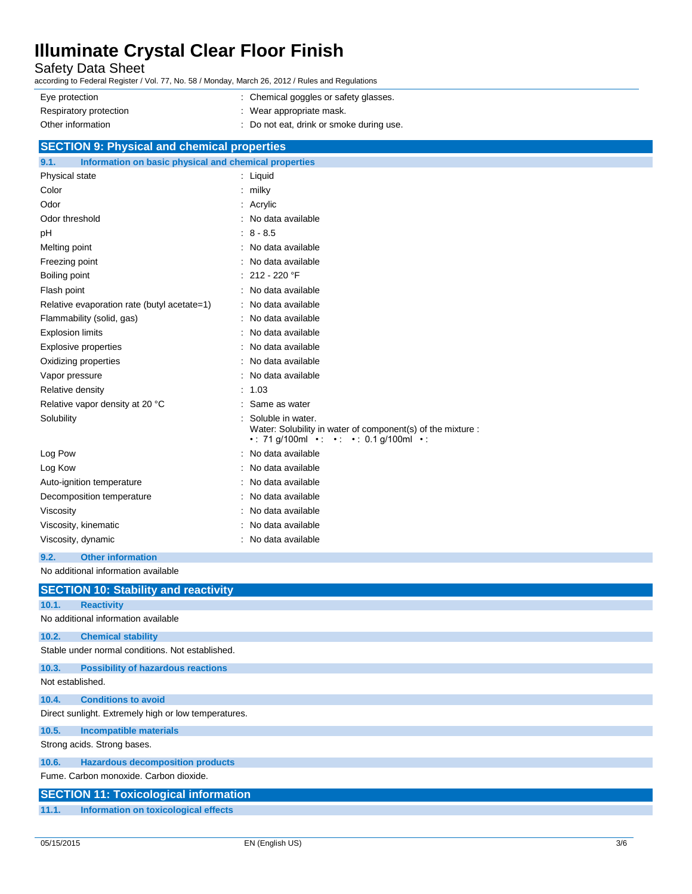| | |
|---|---|
| Eye protection | : Chemical goggles or safety glasses. |
| Respiratory protection | : Wear appropriate mask. |
| Other information | : Do not eat, drink or smoke during use. |

## SECTION 9: Physical and chemical properties

### 9.1. Information on basic physical and chemical properties

| | |
|---|---|
| Physical state | : Liquid |
| Color | : milky |
| Odor | : Acrylic |
| Odor threshold | : No data available |
| pH | : 8 - 8.5 |
| Melting point | : No data available |
| Freezing point | : No data available |
| Boiling point | : 212 - 220 °F |
| Flash point | : No data available |
| Relative evaporation rate (butyl acetate=1) | : No data available |
| Flammability (solid, gas) | : No data available |
| Explosion limits | : No data available |
| Explosive properties | : No data available |
| Oxidizing properties | : No data available |
| Vapor pressure | : No data available |
| Relative density | : 1.03 |
| Relative vapor density at 20 °C | : Same as water |
| Solubility | : Soluble in water.<br>Water: Solubility in water of component(s) of the mixture :<br>• : 71 g/100ml • : • : • : 0.1 g/100ml • : |
| Log Pow | : No data available |
| Log Kow | : No data available |
| Auto-ignition temperature | : No data available |
| Decomposition temperature | : No data available |
| Viscosity | : No data available |
| Viscosity, kinematic | : No data available |
| Viscosity, dynamic | : No data available |

### 9.2. Other information

No additional information available

## SECTION 10: Stability and reactivity

### 10.1. Reactivity

No additional information available

### 10.2. Chemical stability

Stable under normal conditions. Not established.

### 10.3. Possibility of hazardous reactions

Not established.

### 10.4. Conditions to avoid

Direct sunlight. Extremely high or low temperatures.

### 10.5. Incompatible materials

Strong acids. Strong bases.

### 10.6. Hazardous decomposition products

Fume. Carbon monoxide. Carbon dioxide.

## SECTION 11: Toxicological information

### 11.1. Information on toxicological effects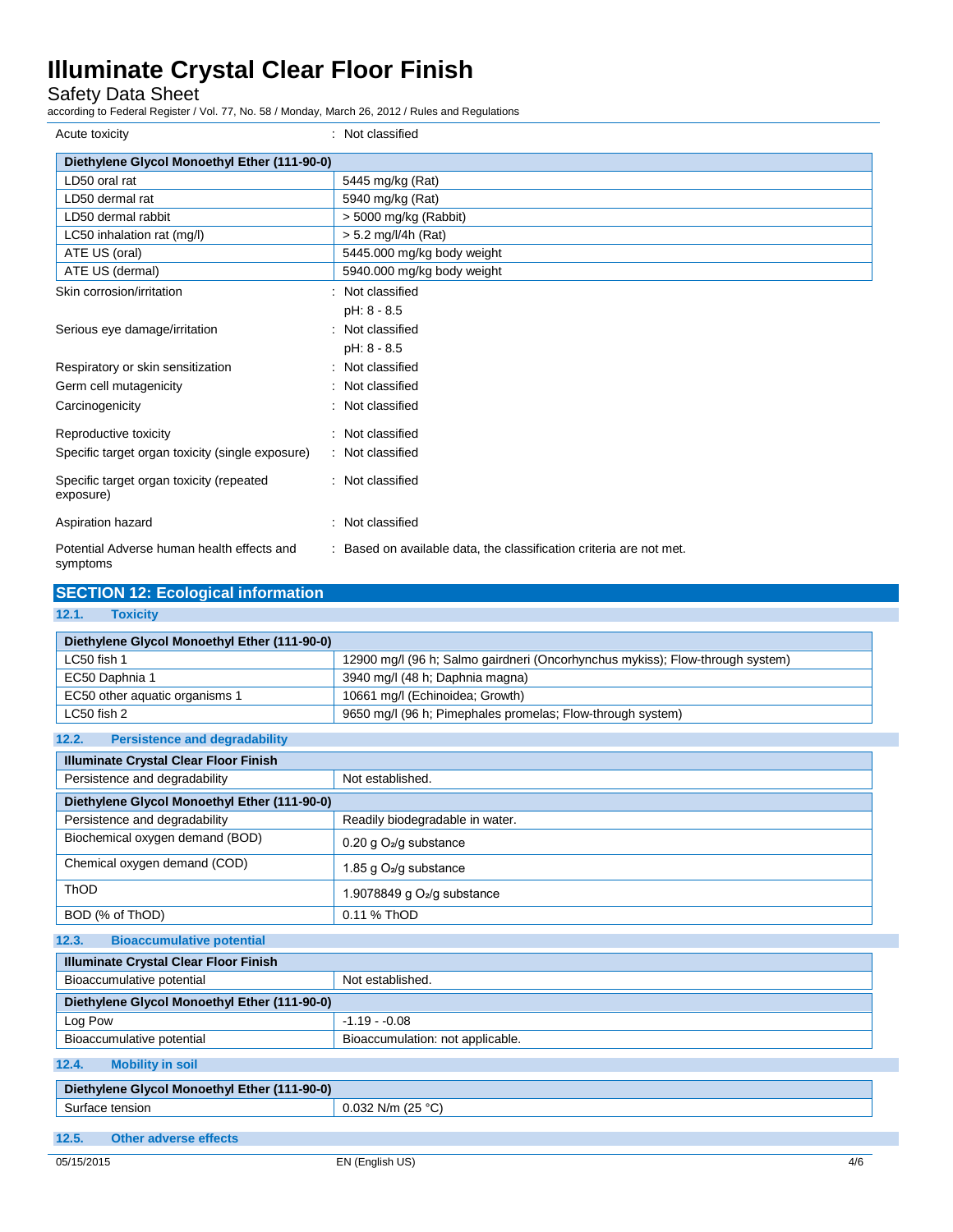| | |
|---|---|
| Acute toxicity | : Not classified |

| Diethylene Glycol Monoethyl Ether (111-90-0) | |
|---|---|
| LD50 oral rat | 5445 mg/kg (Rat) |
| LD50 dermal rat | 5940 mg/kg (Rat) |
| LD50 dermal rabbit | > 5000 mg/kg (Rabbit) |
| LC50 inhalation rat (mg/l) | > 5.2 mg/l/4h (Rat) |
| ATE US (oral) | 5445.000 mg/kg body weight |
| ATE US (dermal) | 5940.000 mg/kg body weight |

| | |
|---|---|
| Skin corrosion/irritation | : Not classified<br>pH: 8 - 8.5 |
| Serious eye damage/irritation | : Not classified<br>pH: 8 - 8.5 |
| Respiratory or skin sensitization | : Not classified |
| Germ cell mutagenicity | : Not classified |
| Carcinogenicity | : Not classified |
| Reproductive toxicity | : Not classified |
| Specific target organ toxicity (single exposure) | : Not classified |
| Specific target organ toxicity (repeated exposure) | : Not classified |
| Aspiration hazard | : Not classified |
| Potential Adverse human health effects and symptoms | : Based on available data, the classification criteria are not met. |

## SECTION 12: Ecological information

### 12.1. Toxicity

| Diethylene Glycol Monoethyl Ether (111-90-0) | |
|---|---|
| LC50 fish 1 | 12900 mg/l (96 h; Salmo gairdneri (Oncorhynchus mykiss); Flow-through system) |
| EC50 Daphnia 1 | 3940 mg/l (48 h; Daphnia magna) |
| EC50 other aquatic organisms 1 | 10661 mg/l (Echinoidea; Growth) |
| LC50 fish 2 | 9650 mg/l (96 h; Pimephales promelas; Flow-through system) |

### 12.2. Persistence and degradability

| Illuminate Crystal Clear Floor Finish | |
|---|---|
| Persistence and degradability | Not established. |

| Diethylene Glycol Monoethyl Ether (111-90-0) | |
|---|---|
| Persistence and degradability | Readily biodegradable in water. |
| Biochemical oxygen demand (BOD) | 0.20 g $O_2$/g substance |
| Chemical oxygen demand (COD) | 1.85 g $O_2$/g substance |
| ThOD | 1.9078849 g $O_2$/g substance |
| BOD (% of ThOD) | 0.11 % ThOD |

### 12.3. Bioaccumulative potential

| Illuminate Crystal Clear Floor Finish | |
|---|---|
| Bioaccumulative potential | Not established. |

| Diethylene Glycol Monoethyl Ether (111-90-0) | |
|---|---|
| Log Pow | -1.19 - -0.08 |
| Bioaccumulative potential | Bioaccumulation: not applicable. |

### 12.4. Mobility in soil

| Diethylene Glycol Monoethyl Ether (111-90-0) | |
|---|---|
| Surface tension | 0.032 N/m (25 °C) |

### 12.5. Other adverse effects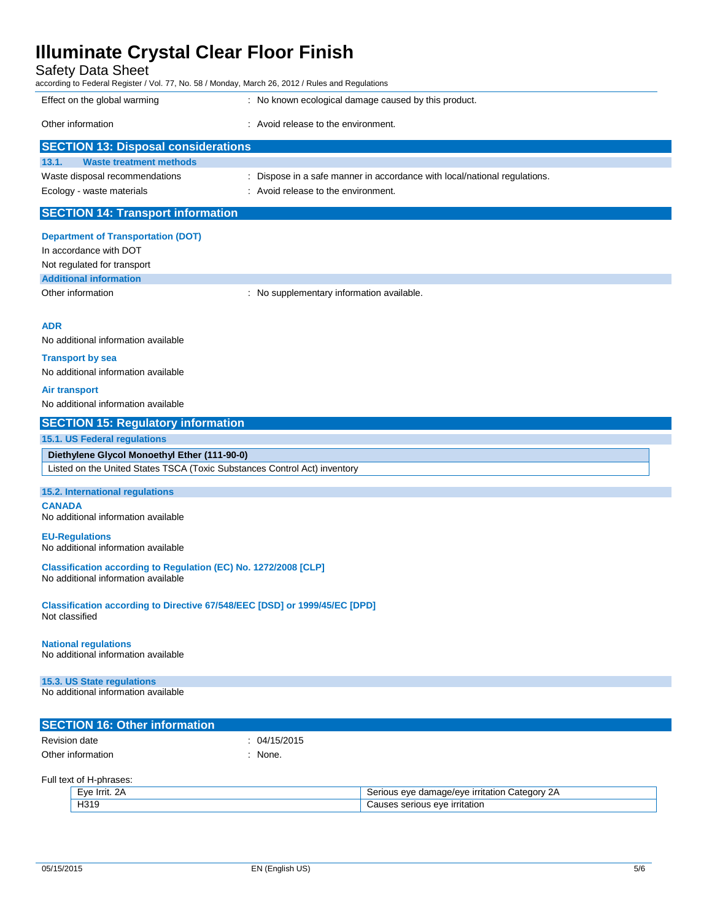| | |
|---|---|
| Effect on the global warming | : No known ecological damage caused by this product. |
| Other information | : Avoid release to the environment. |

## SECTION 13: Disposal considerations

### 13.1. Waste treatment methods

| | |
|---|---|
| Waste disposal recommendations | : Dispose in a safe manner in accordance with local/national regulations. |
| Ecology - waste materials | : Avoid release to the environment. |

## SECTION 14: Transport information

**Department of Transportation (DOT)**

In accordance with DOT

Not regulated for transport

**Additional information**

| | |
|---|---|
| Other information | : No supplementary information available. |

**ADR**

No additional information available

**Transport by sea**

No additional information available

**Air transport**

No additional information available

## SECTION 15: Regulatory information

### 15.1. US Federal regulations

| Diethylene Glycol Monoethyl Ether (111-90-0) |
|---|
| Listed on the United States TSCA (Toxic Substances Control Act) inventory |

### 15.2. International regulations

**CANADA**

No additional information available

**EU-Regulations**

No additional information available

**Classification according to Regulation (EC) No. 1272/2008 [CLP]**

No additional information available

**Classification according to Directive 67/548/EEC [DSD] or 1999/45/EC [DPD]**

Not classified

**National regulations**

No additional information available

### 15.3. US State regulations

No additional information available

## SECTION 16: Other information

| | |
|---|---|
| Revision date | : 04/15/2015 |
| Other information | : None. |

Full text of H-phrases:

| | |
|---|---|
| Eye Irrit. 2A | Serious eye damage/eye irritation Category 2A |
| H319 | Causes serious eye irritation |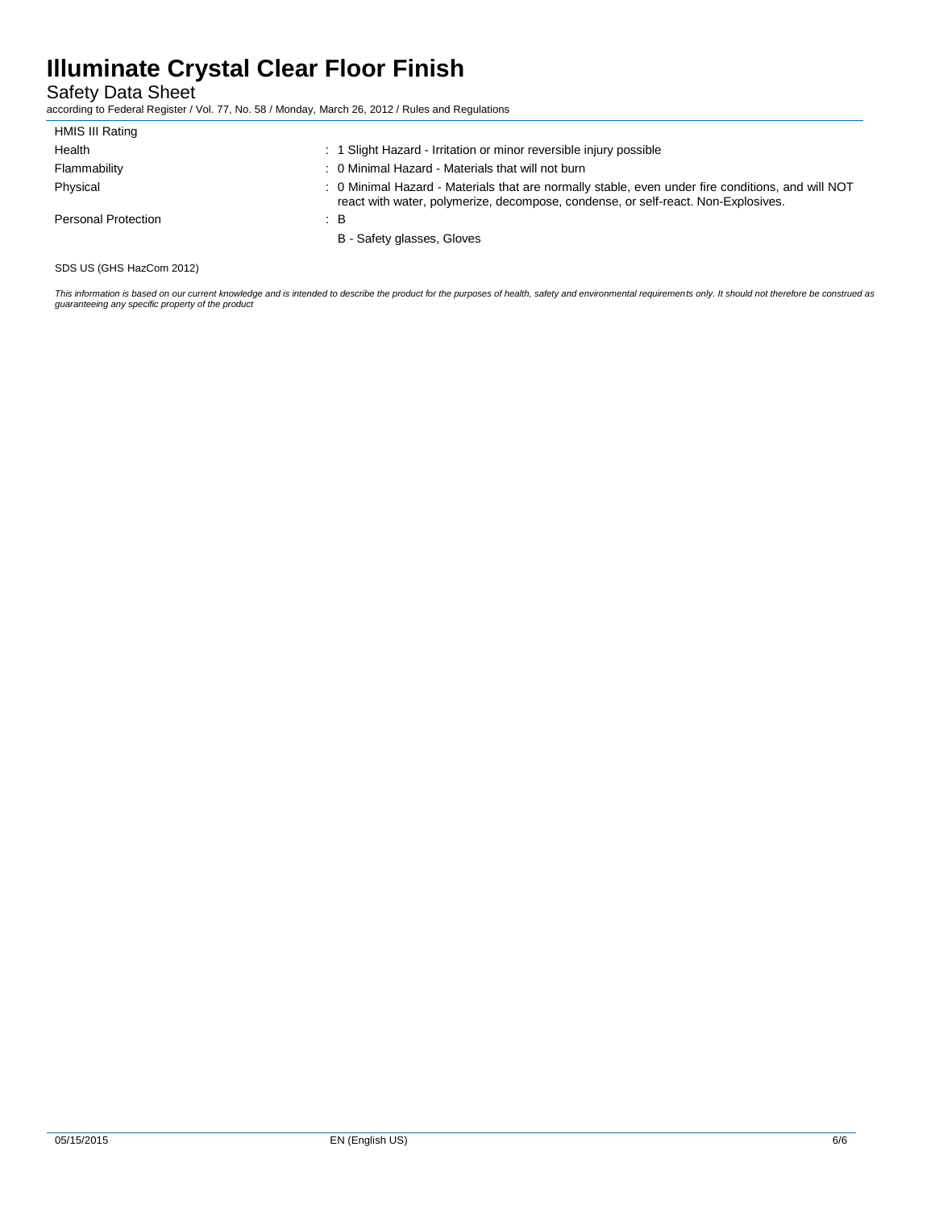HMIS III Rating

| | |
|---|---|
| Health | : 1 Slight Hazard - Irritation or minor reversible injury possible |
| Flammability | : 0 Minimal Hazard - Materials that will not burn |
| Physical | : 0 Minimal Hazard - Materials that are normally stable, even under fire conditions, and will NOT react with water, polymerize, decompose, condense, or self-react. Non-Explosives. |
| Personal Protection | : B |
| | B - Safety glasses, Gloves |

SDS US (GHS HazCom 2012)

*This information is based on our current knowledge and is intended to describe the product for the purposes of health, safety and environmental requirements only. It should not therefore be construed as guaranteeing any specific property of the product*